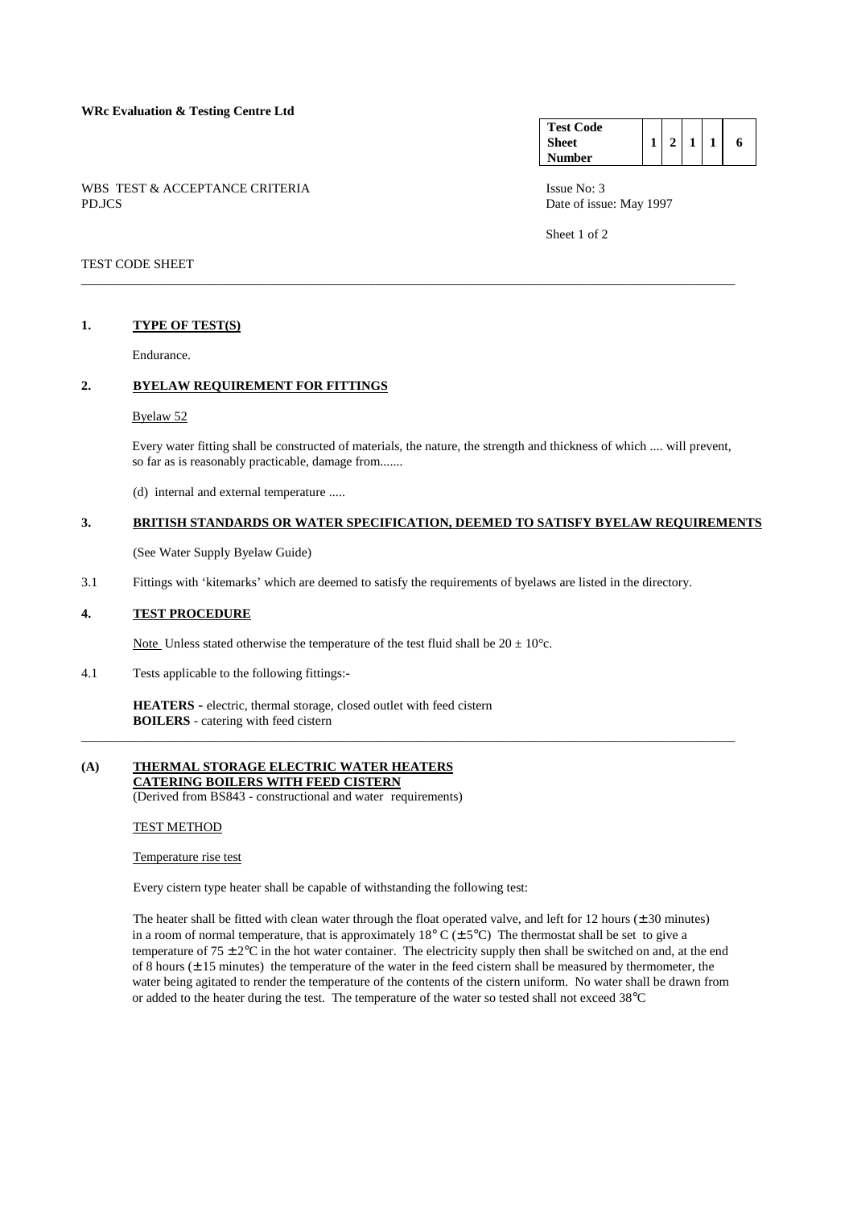**WRc Evaluation & Testing Centre Ltd**

| Test Code Sheet Number | 1 | 2 | 1 | 1 | 6 |
|---|---|---|---|---|---|

WBS TEST & ACCEPTANCE CRITERIA
PD.JCS

Issue No: 3
Date of issue: May 1997

Sheet 1 of 2

TEST CODE SHEET

---

## 1. TYPE OF TEST(S)

Endurance.

## 2. BYELAW REQUIREMENT FOR FITTINGS

Byelaw 52

Every water fitting shall be constructed of materials, the nature, the strength and thickness of which .... will prevent, so far as is reasonably practicable, damage from.......

(d) internal and external temperature .....

## 3. BRITISH STANDARDS OR WATER SPECIFICATION, DEEMED TO SATISFY BYELAW REQUIREMENTS

(See Water Supply Byelaw Guide)

3.1 Fittings with 'kitemarks' which are deemed to satisfy the requirements of byelaws are listed in the directory.

## 4. TEST PROCEDURE

Note Unless stated otherwise the temperature of the test fluid shall be 20 ± 10°c.

4.1 Tests applicable to the following fittings:-

**HEATERS -** electric, thermal storage, closed outlet with feed cistern
**BOILERS** - catering with feed cistern

---

## (A) THERMAL STORAGE ELECTRIC WATER HEATERS CATERING BOILERS WITH FEED CISTERN

(Derived from BS843 - constructional and water requirements)

TEST METHOD

Temperature rise test

Every cistern type heater shall be capable of withstanding the following test:

The heater shall be fitted with clean water through the float operated valve, and left for 12 hours (± 30 minutes) in a room of normal temperature, that is approximately 18° C (± 5°C) The thermostat shall be set to give a temperature of 75 ± 2°C in the hot water container. The electricity supply then shall be switched on and, at the end of 8 hours (± 15 minutes) the temperature of the water in the feed cistern shall be measured by thermometer, the water being agitated to render the temperature of the contents of the cistern uniform. No water shall be drawn from or added to the heater during the test. The temperature of the water so tested shall not exceed 38°C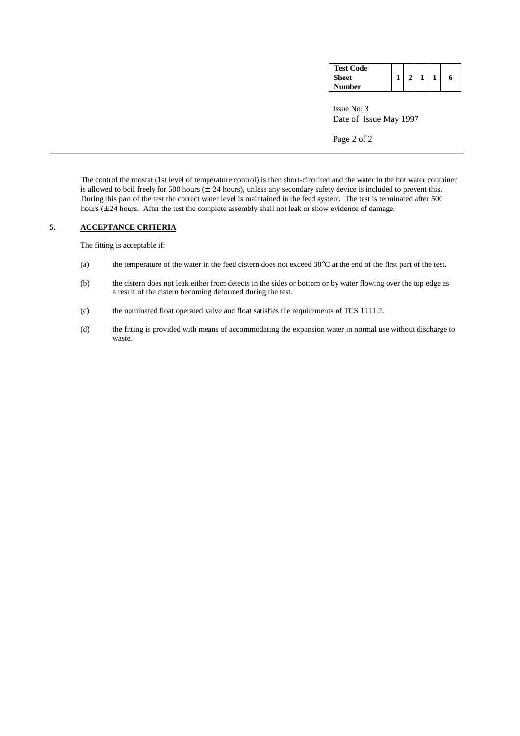The control thermostat (1st level of temperature control) is then short-circuited and the water in the hot water container is allowed to boil freely for 500 hours (± 24 hours), unless any secondary safety device is included to prevent this. During this part of the test the correct water level is maintained in the feed system. The test is terminated after 500 hours (±24 hours. After the test the complete assembly shall not leak or show evidence of damage.

## 5. ACCEPTANCE CRITERIA

The fitting is acceptable if:

(a) the temperature of the water in the feed cistern does not exceed 38°C at the end of the first part of the test.

(b) the cistern does not leak either from detects in the sides or bottom or by water flowing over the top edge as a result of the cistern becoming deformed during the test.

(c) the nominated float operated valve and float satisfies the requirements of TCS 1111.2.

(d) the fitting is provided with means of accommodating the expansion water in normal use without discharge to waste.